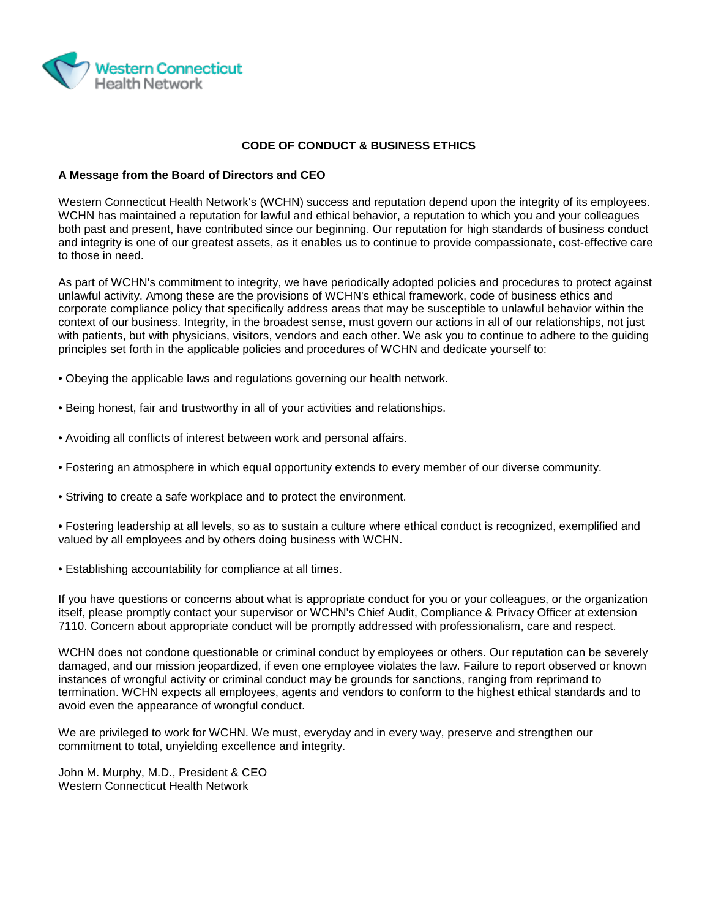Western Connecticut Health Network

# CODE OF CONDUCT & BUSINESS ETHICS

## A Message from the Board of Directors and CEO

Western Connecticut Health Network's (WCHN) success and reputation depend upon the integrity of its employees. WCHN has maintained a reputation for lawful and ethical behavior, a reputation to which you and your colleagues both past and present, have contributed since our beginning. Our reputation for high standards of business conduct and integrity is one of our greatest assets, as it enables us to continue to provide compassionate, cost-effective care to those in need.

As part of WCHN's commitment to integrity, we have periodically adopted policies and procedures to protect against unlawful activity. Among these are the provisions of WCHN's ethical framework, code of business ethics and corporate compliance policy that specifically address areas that may be susceptible to unlawful behavior within the context of our business. Integrity, in the broadest sense, must govern our actions in all of our relationships, not just with patients, but with physicians, visitors, vendors and each other. We ask you to continue to adhere to the guiding principles set forth in the applicable policies and procedures of WCHN and dedicate yourself to:

- Obeying the applicable laws and regulations governing our health network.
- Being honest, fair and trustworthy in all of your activities and relationships.
- Avoiding all conflicts of interest between work and personal affairs.
- Fostering an atmosphere in which equal opportunity extends to every member of our diverse community.
- Striving to create a safe workplace and to protect the environment.
- Fostering leadership at all levels, so as to sustain a culture where ethical conduct is recognized, exemplified and valued by all employees and by others doing business with WCHN.
- Establishing accountability for compliance at all times.

If you have questions or concerns about what is appropriate conduct for you or your colleagues, or the organization itself, please promptly contact your supervisor or WCHN's Chief Audit, Compliance & Privacy Officer at extension 7110. Concern about appropriate conduct will be promptly addressed with professionalism, care and respect.

WCHN does not condone questionable or criminal conduct by employees or others. Our reputation can be severely damaged, and our mission jeopardized, if even one employee violates the law. Failure to report observed or known instances of wrongful activity or criminal conduct may be grounds for sanctions, ranging from reprimand to termination. WCHN expects all employees, agents and vendors to conform to the highest ethical standards and to avoid even the appearance of wrongful conduct.

We are privileged to work for WCHN. We must, everyday and in every way, preserve and strengthen our commitment to total, unyielding excellence and integrity.

John M. Murphy, M.D., President & CEO
Western Connecticut Health Network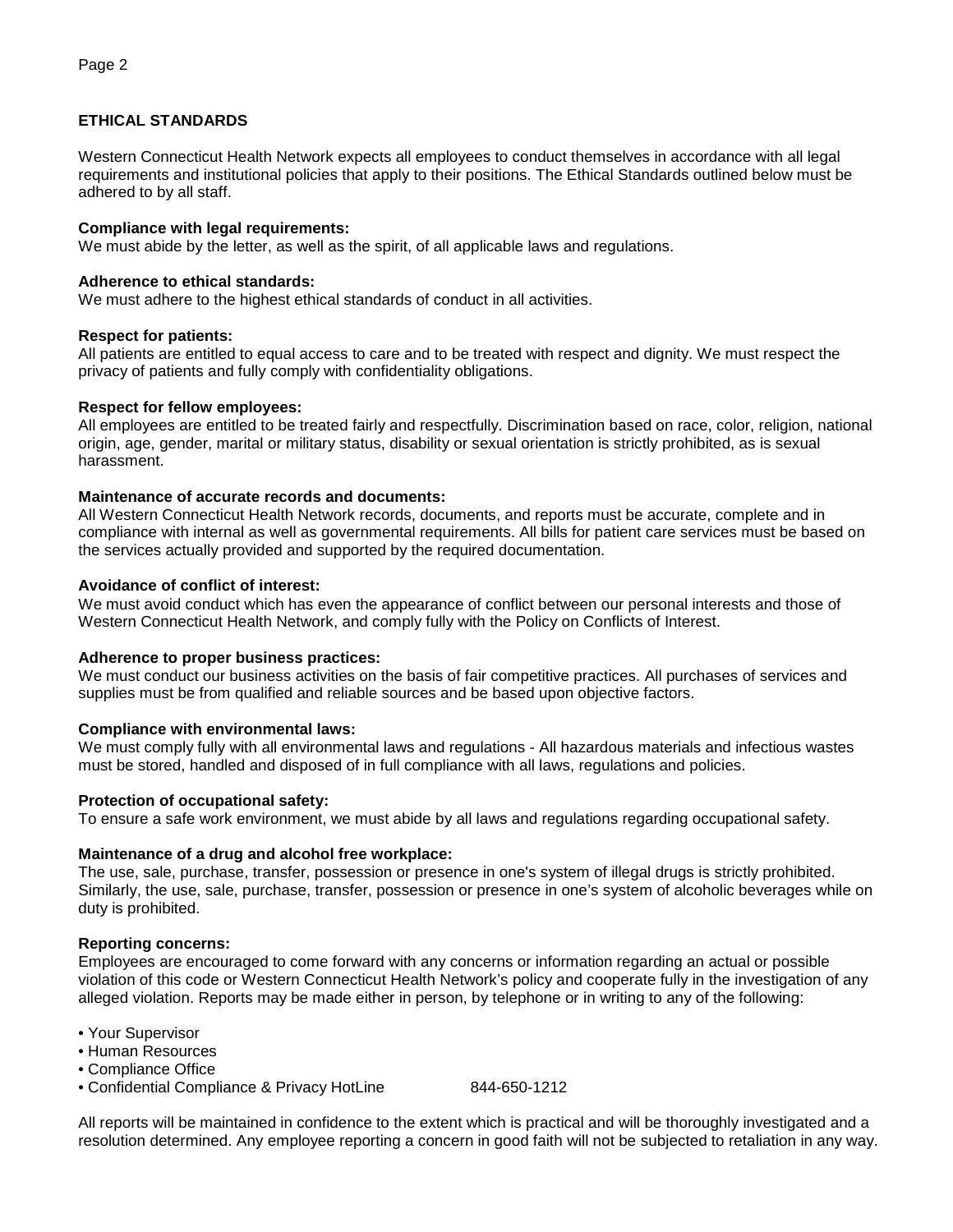## ETHICAL STANDARDS

Western Connecticut Health Network expects all employees to conduct themselves in accordance with all legal requirements and institutional policies that apply to their positions. The Ethical Standards outlined below must be adhered to by all staff.

**Compliance with legal requirements:**
We must abide by the letter, as well as the spirit, of all applicable laws and regulations.

**Adherence to ethical standards:**
We must adhere to the highest ethical standards of conduct in all activities.

**Respect for patients:**
All patients are entitled to equal access to care and to be treated with respect and dignity. We must respect the privacy of patients and fully comply with confidentiality obligations.

**Respect for fellow employees:**
All employees are entitled to be treated fairly and respectfully. Discrimination based on race, color, religion, national origin, age, gender, marital or military status, disability or sexual orientation is strictly prohibited, as is sexual harassment.

**Maintenance of accurate records and documents:**
All Western Connecticut Health Network records, documents, and reports must be accurate, complete and in compliance with internal as well as governmental requirements. All bills for patient care services must be based on the services actually provided and supported by the required documentation.

**Avoidance of conflict of interest:**
We must avoid conduct which has even the appearance of conflict between our personal interests and those of Western Connecticut Health Network, and comply fully with the Policy on Conflicts of Interest.

**Adherence to proper business practices:**
We must conduct our business activities on the basis of fair competitive practices. All purchases of services and supplies must be from qualified and reliable sources and be based upon objective factors.

**Compliance with environmental laws:**
We must comply fully with all environmental laws and regulations - All hazardous materials and infectious wastes must be stored, handled and disposed of in full compliance with all laws, regulations and policies.

**Protection of occupational safety:**
To ensure a safe work environment, we must abide by all laws and regulations regarding occupational safety.

**Maintenance of a drug and alcohol free workplace:**
The use, sale, purchase, transfer, possession or presence in one's system of illegal drugs is strictly prohibited. Similarly, the use, sale, purchase, transfer, possession or presence in one's system of alcoholic beverages while on duty is prohibited.

**Reporting concerns:**
Employees are encouraged to come forward with any concerns or information regarding an actual or possible violation of this code or Western Connecticut Health Network's policy and cooperate fully in the investigation of any alleged violation. Reports may be made either in person, by telephone or in writing to any of the following:

- Your Supervisor
- Human Resources
- Compliance Office
- Confidential Compliance & Privacy HotLine 844-650-1212

All reports will be maintained in confidence to the extent which is practical and will be thoroughly investigated and a resolution determined. Any employee reporting a concern in good faith will not be subjected to retaliation in any way.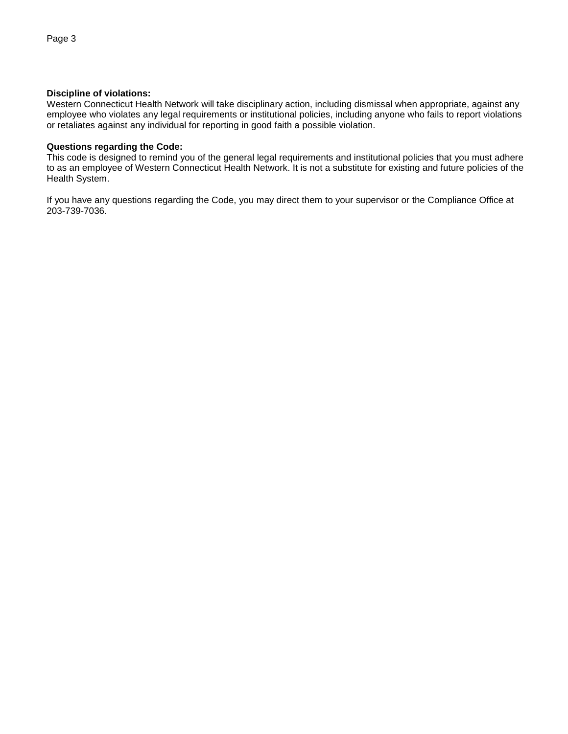**Discipline of violations:**
Western Connecticut Health Network will take disciplinary action, including dismissal when appropriate, against any employee who violates any legal requirements or institutional policies, including anyone who fails to report violations or retaliates against any individual for reporting in good faith a possible violation.

**Questions regarding the Code:**
This code is designed to remind you of the general legal requirements and institutional policies that you must adhere to as an employee of Western Connecticut Health Network. It is not a substitute for existing and future policies of the Health System.

If you have any questions regarding the Code, you may direct them to your supervisor or the Compliance Office at 203-739-7036.